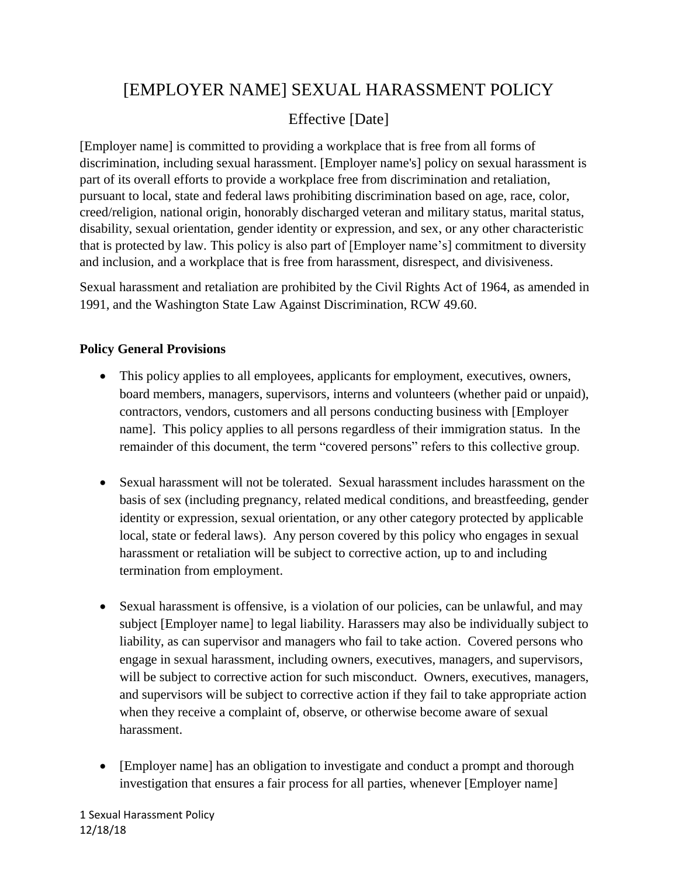# [EMPLOYER NAME] SEXUAL HARASSMENT POLICY

## Effective [Date]

[Employer name] is committed to providing a workplace that is free from all forms of discrimination, including sexual harassment. [Employer name's] policy on sexual harassment is part of its overall efforts to provide a workplace free from discrimination and retaliation, pursuant to local, state and federal laws prohibiting discrimination based on age, race, color, creed/religion, national origin, honorably discharged veteran and military status, marital status, disability, sexual orientation, gender identity or expression, and sex, or any other characteristic that is protected by law. This policy is also part of [Employer name's] commitment to diversity and inclusion, and a workplace that is free from harassment, disrespect, and divisiveness.

Sexual harassment and retaliation are prohibited by the Civil Rights Act of 1964, as amended in 1991, and the Washington State Law Against Discrimination, RCW 49.60.

**Policy General Provisions**

- This policy applies to all employees, applicants for employment, executives, owners, board members, managers, supervisors, interns and volunteers (whether paid or unpaid), contractors, vendors, customers and all persons conducting business with [Employer name]. This policy applies to all persons regardless of their immigration status. In the remainder of this document, the term "covered persons" refers to this collective group.

- Sexual harassment will not be tolerated. Sexual harassment includes harassment on the basis of sex (including pregnancy, related medical conditions, and breastfeeding, gender identity or expression, sexual orientation, or any other category protected by applicable local, state or federal laws). Any person covered by this policy who engages in sexual harassment or retaliation will be subject to corrective action, up to and including termination from employment.

- Sexual harassment is offensive, is a violation of our policies, can be unlawful, and may subject [Employer name] to legal liability. Harassers may also be individually subject to liability, as can supervisor and managers who fail to take action. Covered persons who engage in sexual harassment, including owners, executives, managers, and supervisors, will be subject to corrective action for such misconduct. Owners, executives, managers, and supervisors will be subject to corrective action if they fail to take appropriate action when they receive a complaint of, observe, or otherwise become aware of sexual harassment.

- [Employer name] has an obligation to investigate and conduct a prompt and thorough investigation that ensures a fair process for all parties, whenever [Employer name]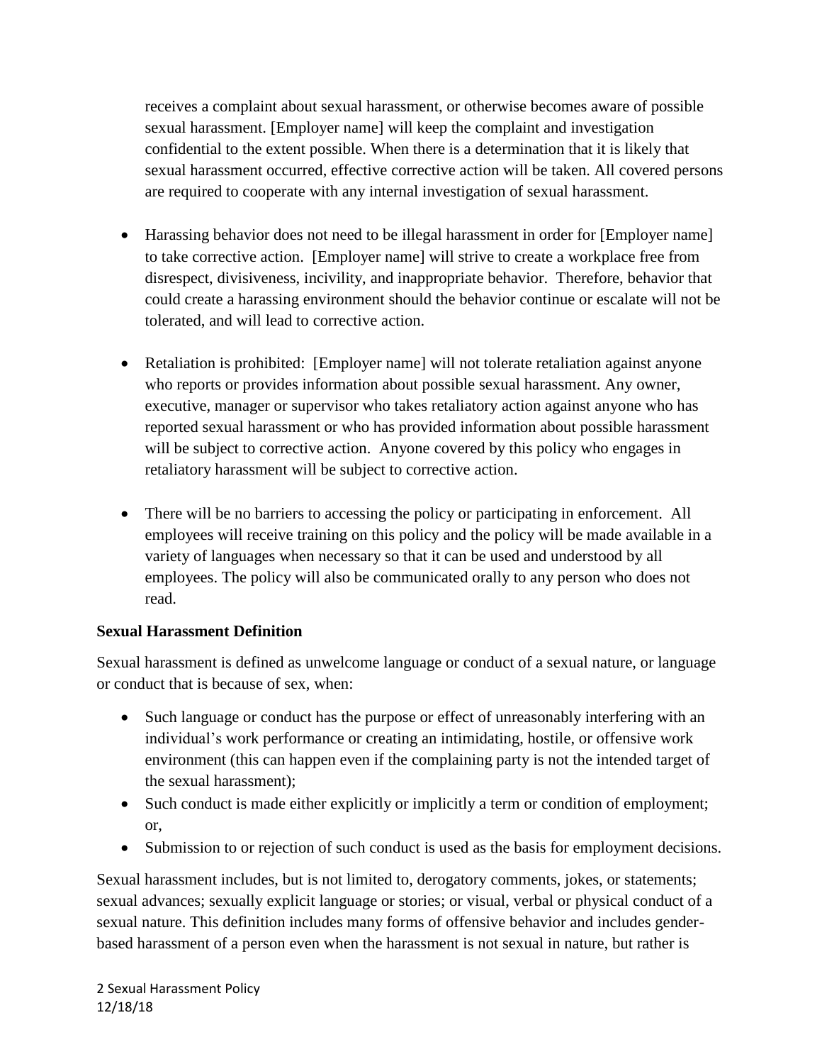receives a complaint about sexual harassment, or otherwise becomes aware of possible sexual harassment. [Employer name] will keep the complaint and investigation confidential to the extent possible. When there is a determination that it is likely that sexual harassment occurred, effective corrective action will be taken. All covered persons are required to cooperate with any internal investigation of sexual harassment.

- Harassing behavior does not need to be illegal harassment in order for [Employer name] to take corrective action. [Employer name] will strive to create a workplace free from disrespect, divisiveness, incivility, and inappropriate behavior. Therefore, behavior that could create a harassing environment should the behavior continue or escalate will not be tolerated, and will lead to corrective action.

- Retaliation is prohibited: [Employer name] will not tolerate retaliation against anyone who reports or provides information about possible sexual harassment. Any owner, executive, manager or supervisor who takes retaliatory action against anyone who has reported sexual harassment or who has provided information about possible harassment will be subject to corrective action. Anyone covered by this policy who engages in retaliatory harassment will be subject to corrective action.

- There will be no barriers to accessing the policy or participating in enforcement. All employees will receive training on this policy and the policy will be made available in a variety of languages when necessary so that it can be used and understood by all employees. The policy will also be communicated orally to any person who does not read.

**Sexual Harassment Definition**

Sexual harassment is defined as unwelcome language or conduct of a sexual nature, or language or conduct that is because of sex, when:

- Such language or conduct has the purpose or effect of unreasonably interfering with an individual's work performance or creating an intimidating, hostile, or offensive work environment (this can happen even if the complaining party is not the intended target of the sexual harassment);
- Such conduct is made either explicitly or implicitly a term or condition of employment; or,
- Submission to or rejection of such conduct is used as the basis for employment decisions.

Sexual harassment includes, but is not limited to, derogatory comments, jokes, or statements; sexual advances; sexually explicit language or stories; or visual, verbal or physical conduct of a sexual nature. This definition includes many forms of offensive behavior and includes gender-based harassment of a person even when the harassment is not sexual in nature, but rather is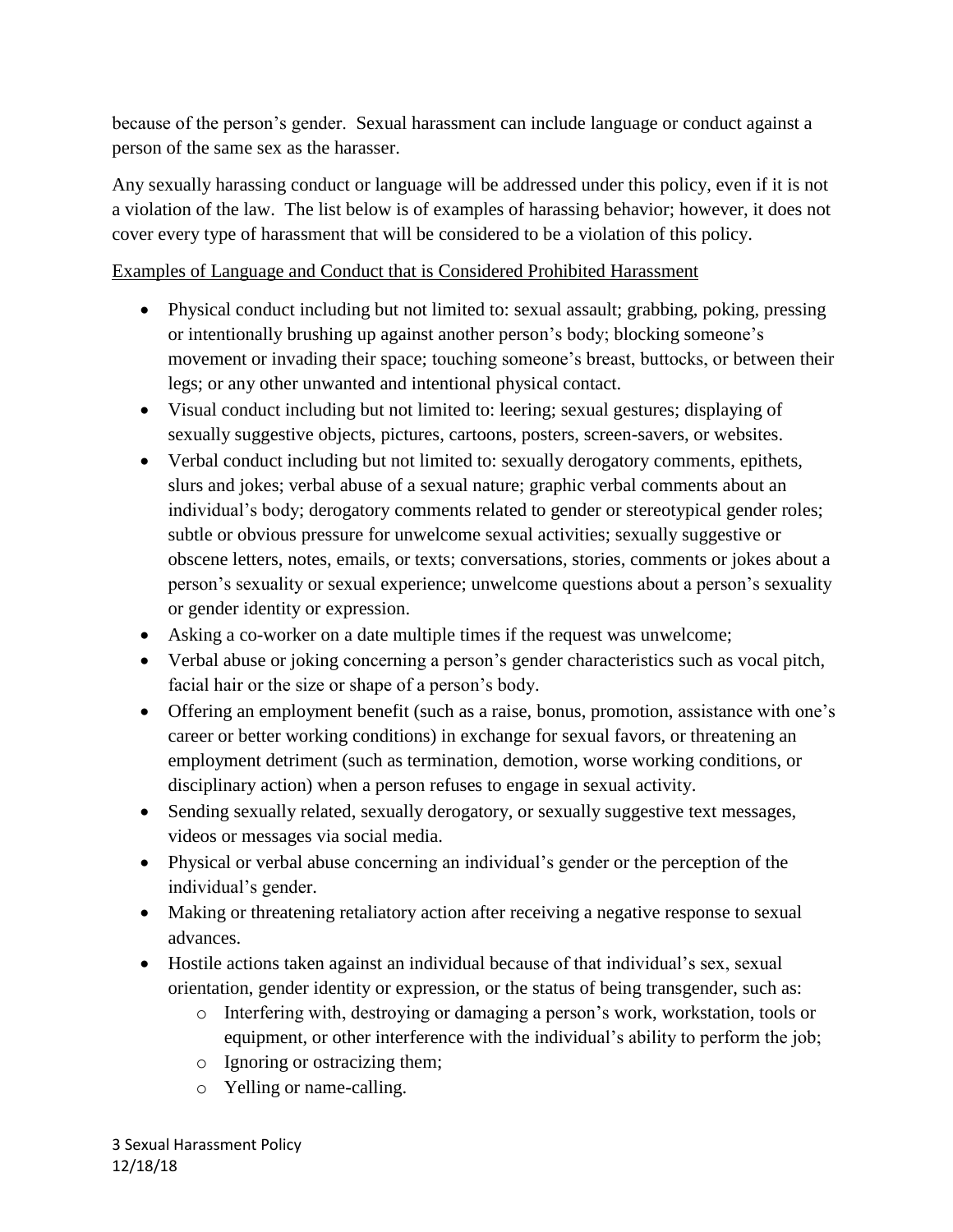because of the person's gender. Sexual harassment can include language or conduct against a person of the same sex as the harasser.

Any sexually harassing conduct or language will be addressed under this policy, even if it is not a violation of the law. The list below is of examples of harassing behavior; however, it does not cover every type of harassment that will be considered to be a violation of this policy.

<u>Examples of Language and Conduct that is Considered Prohibited Harassment</u>

- Physical conduct including but not limited to: sexual assault; grabbing, poking, pressing or intentionally brushing up against another person's body; blocking someone's movement or invading their space; touching someone's breast, buttocks, or between their legs; or any other unwanted and intentional physical contact.
- Visual conduct including but not limited to: leering; sexual gestures; displaying of sexually suggestive objects, pictures, cartoons, posters, screen-savers, or websites.
- Verbal conduct including but not limited to: sexually derogatory comments, epithets, slurs and jokes; verbal abuse of a sexual nature; graphic verbal comments about an individual's body; derogatory comments related to gender or stereotypical gender roles; subtle or obvious pressure for unwelcome sexual activities; sexually suggestive or obscene letters, notes, emails, or texts; conversations, stories, comments or jokes about a person's sexuality or sexual experience; unwelcome questions about a person's sexuality or gender identity or expression.
- Asking a co-worker on a date multiple times if the request was unwelcome;
- Verbal abuse or joking concerning a person's gender characteristics such as vocal pitch, facial hair or the size or shape of a person's body.
- Offering an employment benefit (such as a raise, bonus, promotion, assistance with one's career or better working conditions) in exchange for sexual favors, or threatening an employment detriment (such as termination, demotion, worse working conditions, or disciplinary action) when a person refuses to engage in sexual activity.
- Sending sexually related, sexually derogatory, or sexually suggestive text messages, videos or messages via social media.
- Physical or verbal abuse concerning an individual's gender or the perception of the individual's gender.
- Making or threatening retaliatory action after receiving a negative response to sexual advances.
- Hostile actions taken against an individual because of that individual's sex, sexual orientation, gender identity or expression, or the status of being transgender, such as:
  - Interfering with, destroying or damaging a person's work, workstation, tools or equipment, or other interference with the individual's ability to perform the job;
  - Ignoring or ostracizing them;
  - Yelling or name-calling.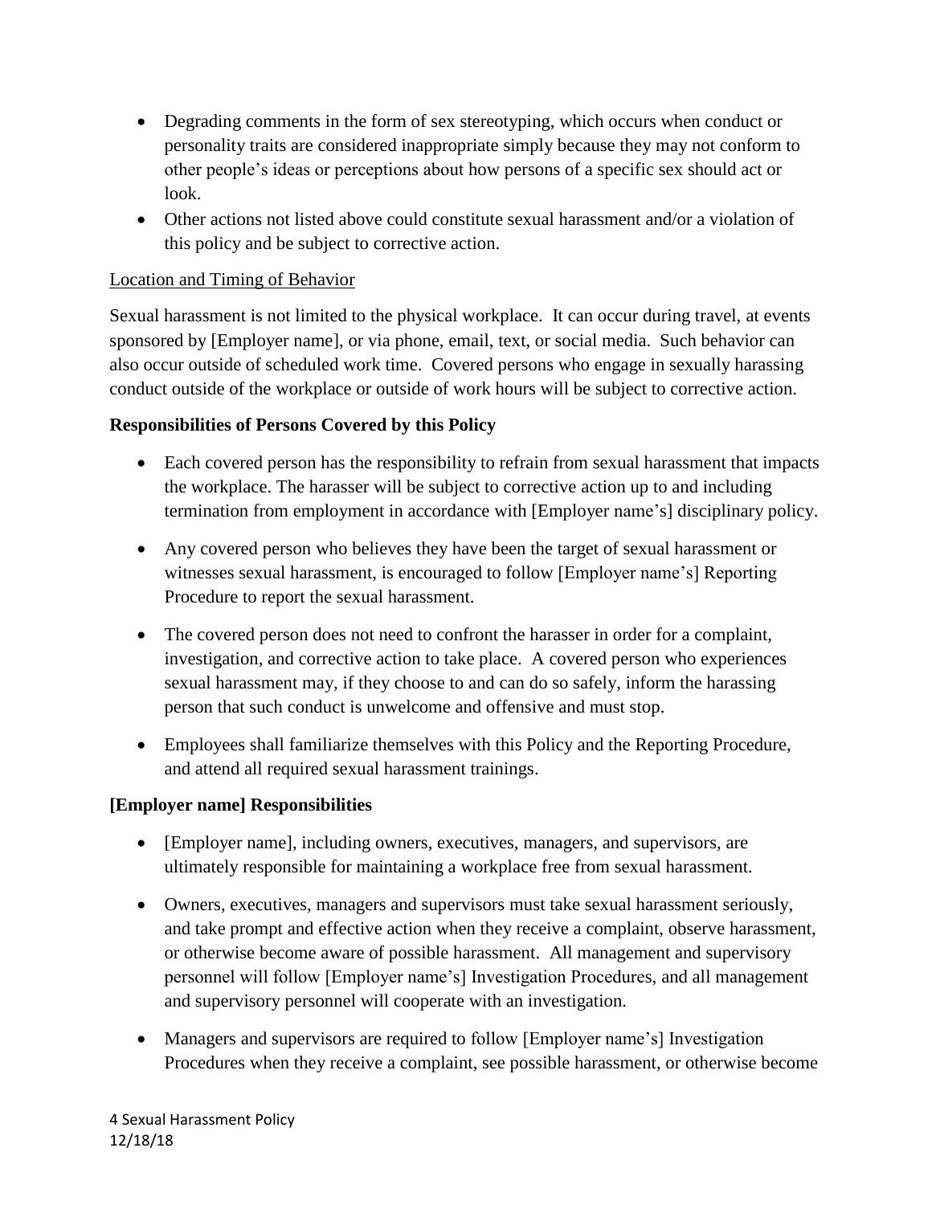- Degrading comments in the form of sex stereotyping, which occurs when conduct or personality traits are considered inappropriate simply because they may not conform to other people's ideas or perceptions about how persons of a specific sex should act or look.
- Other actions not listed above could constitute sexual harassment and/or a violation of this policy and be subject to corrective action.

Location and Timing of Behavior

Sexual harassment is not limited to the physical workplace. It can occur during travel, at events sponsored by [Employer name], or via phone, email, text, or social media. Such behavior can also occur outside of scheduled work time. Covered persons who engage in sexually harassing conduct outside of the workplace or outside of work hours will be subject to corrective action.

**Responsibilities of Persons Covered by this Policy**

- Each covered person has the responsibility to refrain from sexual harassment that impacts the workplace. The harasser will be subject to corrective action up to and including termination from employment in accordance with [Employer name's] disciplinary policy.
- Any covered person who believes they have been the target of sexual harassment or witnesses sexual harassment, is encouraged to follow [Employer name's] Reporting Procedure to report the sexual harassment.
- The covered person does not need to confront the harasser in order for a complaint, investigation, and corrective action to take place. A covered person who experiences sexual harassment may, if they choose to and can do so safely, inform the harassing person that such conduct is unwelcome and offensive and must stop.
- Employees shall familiarize themselves with this Policy and the Reporting Procedure, and attend all required sexual harassment trainings.

**[Employer name] Responsibilities**

- [Employer name], including owners, executives, managers, and supervisors, are ultimately responsible for maintaining a workplace free from sexual harassment.
- Owners, executives, managers and supervisors must take sexual harassment seriously, and take prompt and effective action when they receive a complaint, observe harassment, or otherwise become aware of possible harassment. All management and supervisory personnel will follow [Employer name's] Investigation Procedures, and all management and supervisory personnel will cooperate with an investigation.
- Managers and supervisors are required to follow [Employer name's] Investigation Procedures when they receive a complaint, see possible harassment, or otherwise become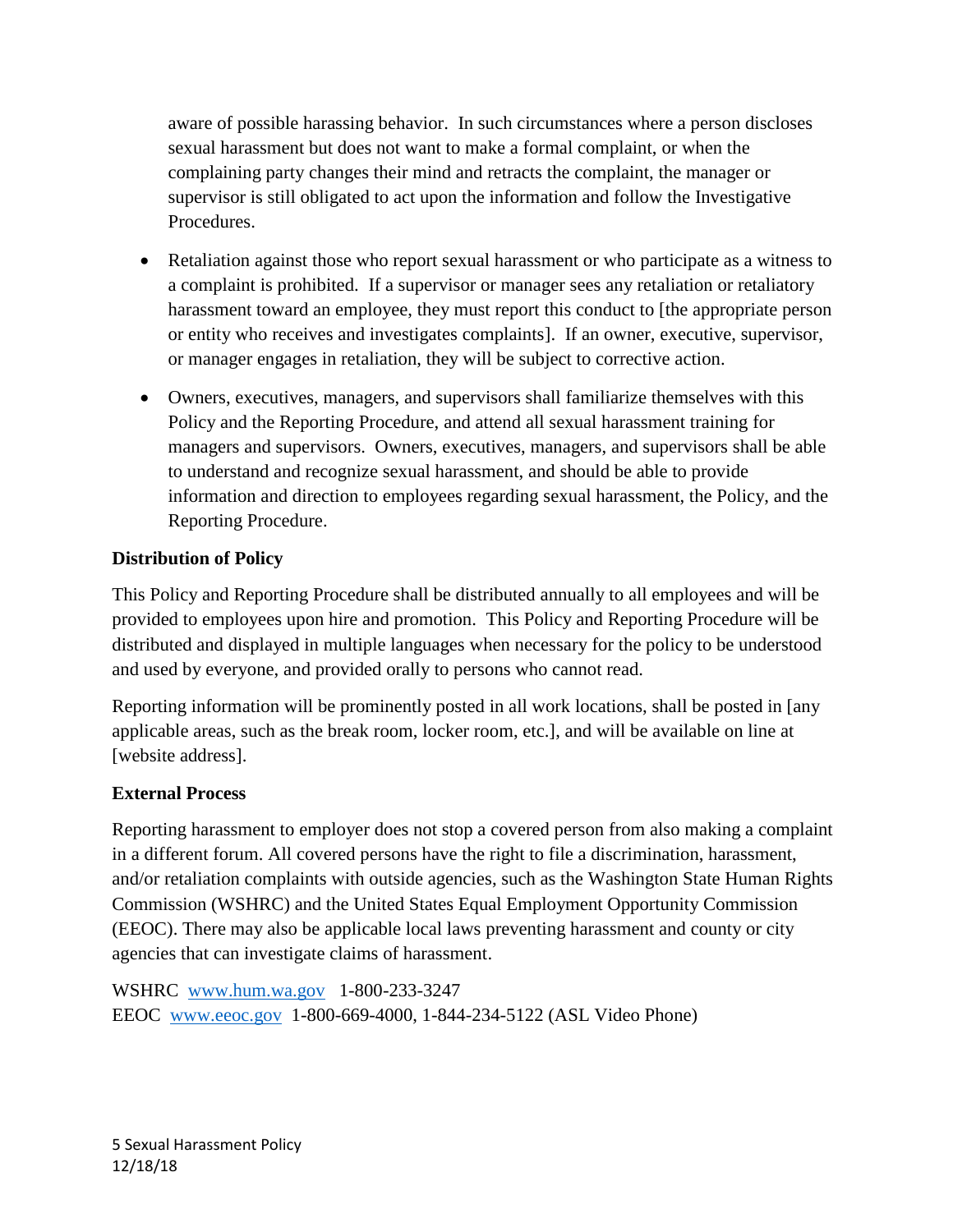aware of possible harassing behavior. In such circumstances where a person discloses sexual harassment but does not want to make a formal complaint, or when the complaining party changes their mind and retracts the complaint, the manager or supervisor is still obligated to act upon the information and follow the Investigative Procedures.

- Retaliation against those who report sexual harassment or who participate as a witness to a complaint is prohibited. If a supervisor or manager sees any retaliation or retaliatory harassment toward an employee, they must report this conduct to [the appropriate person or entity who receives and investigates complaints]. If an owner, executive, supervisor, or manager engages in retaliation, they will be subject to corrective action.
- Owners, executives, managers, and supervisors shall familiarize themselves with this Policy and the Reporting Procedure, and attend all sexual harassment training for managers and supervisors. Owners, executives, managers, and supervisors shall be able to understand and recognize sexual harassment, and should be able to provide information and direction to employees regarding sexual harassment, the Policy, and the Reporting Procedure.

**Distribution of Policy**

This Policy and Reporting Procedure shall be distributed annually to all employees and will be provided to employees upon hire and promotion. This Policy and Reporting Procedure will be distributed and displayed in multiple languages when necessary for the policy to be understood and used by everyone, and provided orally to persons who cannot read.

Reporting information will be prominently posted in all work locations, shall be posted in [any applicable areas, such as the break room, locker room, etc.], and will be available on line at [website address].

**External Process**

Reporting harassment to employer does not stop a covered person from also making a complaint in a different forum. All covered persons have the right to file a discrimination, harassment, and/or retaliation complaints with outside agencies, such as the Washington State Human Rights Commission (WSHRC) and the United States Equal Employment Opportunity Commission (EEOC). There may also be applicable local laws preventing harassment and county or city agencies that can investigate claims of harassment.

WSHRC www.hum.wa.gov 1-800-233-3247
EEOC www.eeoc.gov 1-800-669-4000, 1-844-234-5122 (ASL Video Phone)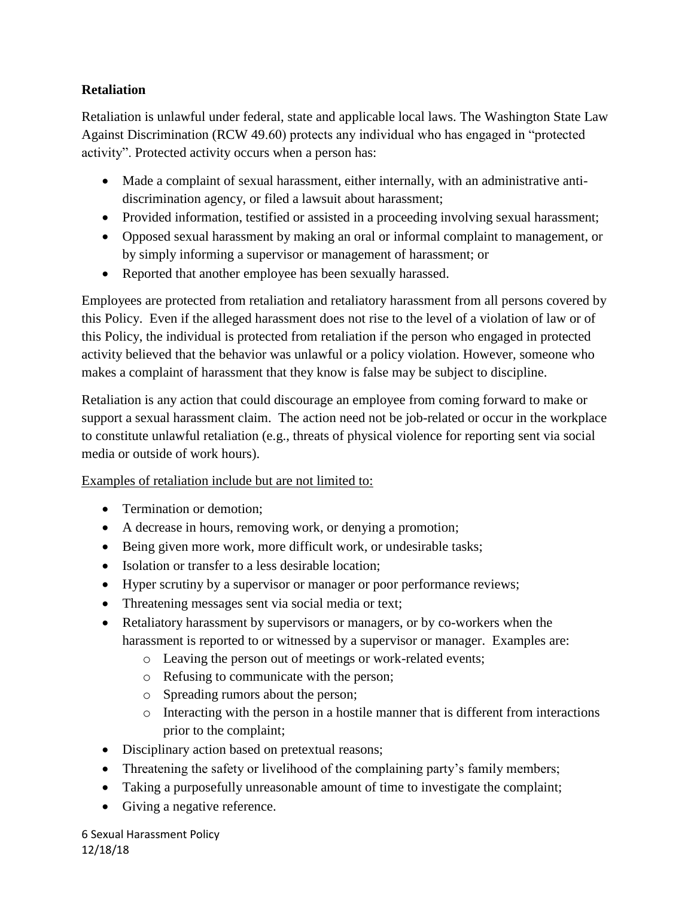**Retaliation**

Retaliation is unlawful under federal, state and applicable local laws. The Washington State Law Against Discrimination (RCW 49.60) protects any individual who has engaged in "protected activity". Protected activity occurs when a person has:

- Made a complaint of sexual harassment, either internally, with an administrative anti-discrimination agency, or filed a lawsuit about harassment;
- Provided information, testified or assisted in a proceeding involving sexual harassment;
- Opposed sexual harassment by making an oral or informal complaint to management, or by simply informing a supervisor or management of harassment; or
- Reported that another employee has been sexually harassed.

Employees are protected from retaliation and retaliatory harassment from all persons covered by this Policy. Even if the alleged harassment does not rise to the level of a violation of law or of this Policy, the individual is protected from retaliation if the person who engaged in protected activity believed that the behavior was unlawful or a policy violation. However, someone who makes a complaint of harassment that they know is false may be subject to discipline.

Retaliation is any action that could discourage an employee from coming forward to make or support a sexual harassment claim. The action need not be job-related or occur in the workplace to constitute unlawful retaliation (e.g., threats of physical violence for reporting sent via social media or outside of work hours).

<u>Examples of retaliation include but are not limited to:</u>

- Termination or demotion;
- A decrease in hours, removing work, or denying a promotion;
- Being given more work, more difficult work, or undesirable tasks;
- Isolation or transfer to a less desirable location;
- Hyper scrutiny by a supervisor or manager or poor performance reviews;
- Threatening messages sent via social media or text;
- Retaliatory harassment by supervisors or managers, or by co-workers when the harassment is reported to or witnessed by a supervisor or manager. Examples are:
  - Leaving the person out of meetings or work-related events;
  - Refusing to communicate with the person;
  - Spreading rumors about the person;
  - Interacting with the person in a hostile manner that is different from interactions prior to the complaint;
- Disciplinary action based on pretextual reasons;
- Threatening the safety or livelihood of the complaining party's family members;
- Taking a purposefully unreasonable amount of time to investigate the complaint;
- Giving a negative reference.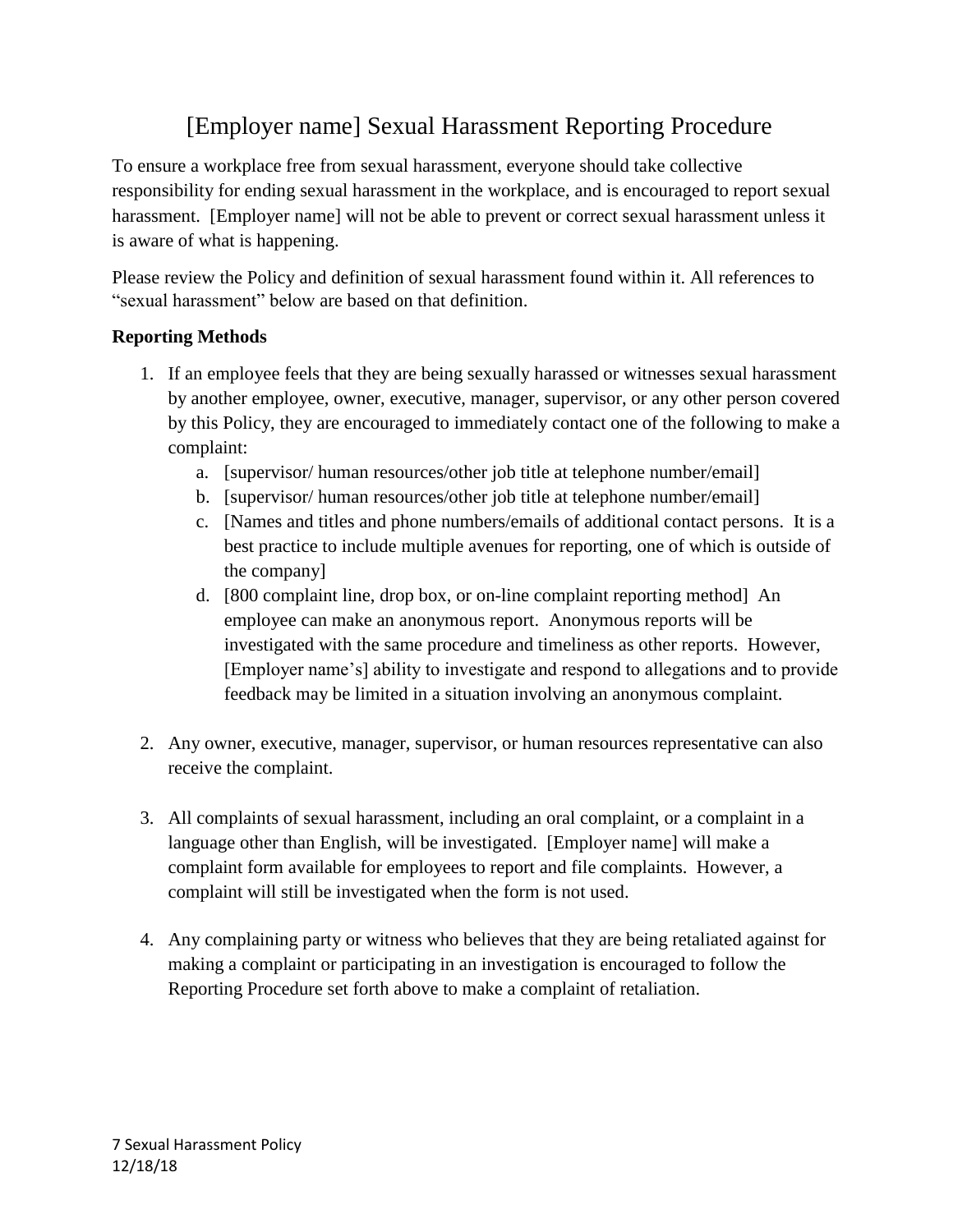# [Employer name] Sexual Harassment Reporting Procedure

To ensure a workplace free from sexual harassment, everyone should take collective responsibility for ending sexual harassment in the workplace, and is encouraged to report sexual harassment. [Employer name] will not be able to prevent or correct sexual harassment unless it is aware of what is happening.

Please review the Policy and definition of sexual harassment found within it. All references to "sexual harassment" below are based on that definition.

**Reporting Methods**

1. If an employee feels that they are being sexually harassed or witnesses sexual harassment by another employee, owner, executive, manager, supervisor, or any other person covered by this Policy, they are encouraged to immediately contact one of the following to make a complaint:
   a. [supervisor/ human resources/other job title at telephone number/email]
   b. [supervisor/ human resources/other job title at telephone number/email]
   c. [Names and titles and phone numbers/emails of additional contact persons. It is a best practice to include multiple avenues for reporting, one of which is outside of the company]
   d. [800 complaint line, drop box, or on-line complaint reporting method] An employee can make an anonymous report. Anonymous reports will be investigated with the same procedure and timeliness as other reports. However, [Employer name's] ability to investigate and respond to allegations and to provide feedback may be limited in a situation involving an anonymous complaint.

2. Any owner, executive, manager, supervisor, or human resources representative can also receive the complaint.

3. All complaints of sexual harassment, including an oral complaint, or a complaint in a language other than English, will be investigated. [Employer name] will make a complaint form available for employees to report and file complaints. However, a complaint will still be investigated when the form is not used.

4. Any complaining party or witness who believes that they are being retaliated against for making a complaint or participating in an investigation is encouraged to follow the Reporting Procedure set forth above to make a complaint of retaliation.